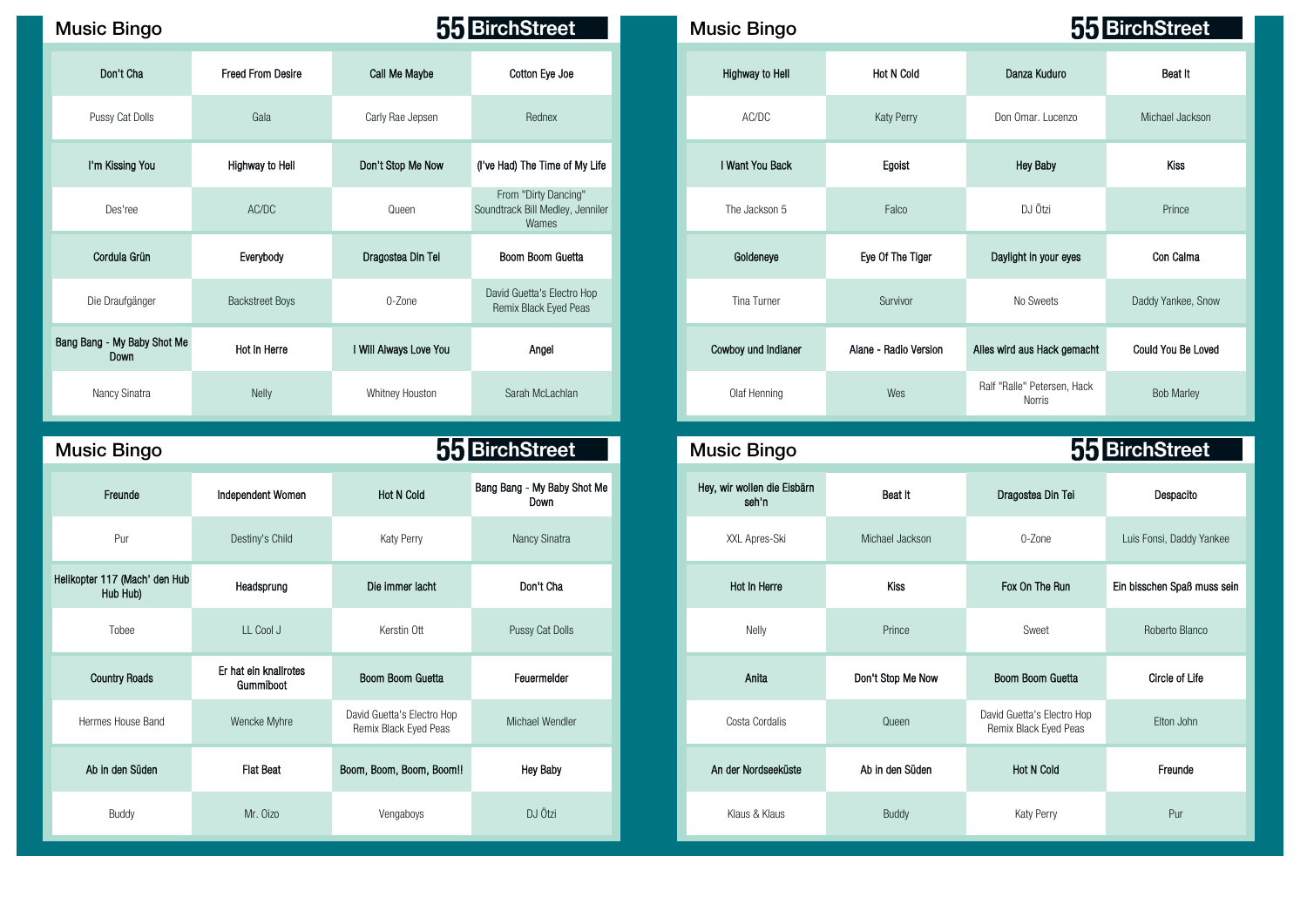## Music Bingo

55 BirchStreet

| | | | |
|---|---|---|---|
| Don't Cha | Freed From Desire | Call Me Maybe | Cotton Eye Joe |
| Pussy Cat Dolls | Gala | Carly Rae Jepsen | Rednex |
| I'm Kissing You | Highway to Hell | Don't Stop Me Now | (I've Had) The Time of My Life |
| Des'ree | AC/DC | Queen | From "Dirty Dancing" Soundtrack Bill Medley, Jenniler Wames |
| Cordula Grün | Everybody | Dragostea Din Tei | Boom Boom Guetta |
| Die Draufgänger | Backstreet Boys | O-Zone | David Guetta's Electro Hop Remix Black Eyed Peas |
| Bang Bang - My Baby Shot Me Down | Hot In Herre | I Will Always Love You | Angel |
| Nancy Sinatra | Nelly | Whitney Houston | Sarah McLachlan |

## Music Bingo

55 BirchStreet

| | | | |
|---|---|---|---|
| Highway to Hell | Hot N Cold | Danza Kuduro | Beat It |
| AC/DC | Katy Perry | Don Omar. Lucenzo | Michael Jackson |
| I Want You Back | Egoist | Hey Baby | Kiss |
| The Jackson 5 | Falco | DJ Ötzi | Prince |
| Goldeneye | Eye Of The Tiger | Daylight In your eyes | Con Calma |
| Tina Turner | Survivor | No Sweets | Daddy Yankee, Snow |
| Cowboy und Indianer | Alane - Radio Version | Alles wird aus Hack gemacht | Could You Be Loved |
| Olaf Henning | Wes | Ralf "Ralle" Petersen, Hack Norris | Bob Marley |

## Music Bingo

55 BirchStreet

| | | | |
|---|---|---|---|
| Freunde | Independent Women | Hot N Cold | Bang Bang - My Baby Shot Me Down |
| Pur | Destiny's Child | Katy Perry | Nancy Sinatra |
| Helikopter 117 (Mach' den Hub Hub Hub) | Headsprung | Die immer lacht | Don't Cha |
| Tobee | LL Cool J | Kerstin Ott | Pussy Cat Dolls |
| Country Roads | Er hat ein knallrotes Gummiboot | Boom Boom Guetta | Feuermelder |
| Hermes House Band | Wencke Myhre | David Guetta's Electro Hop Remix Black Eyed Peas | Michael Wendler |
| Ab in den Süden | Flat Beat | Boom, Boom, Boom, Boom!! | Hey Baby |
| Buddy | Mr. Oizo | Vengaboys | DJ Ötzi |

## Music Bingo

55 BirchStreet

| | | | |
|---|---|---|---|
| Hey, wir wollen die Eisbärn seh'n | Beat It | Dragostea Din Tei | Despacito |
| XXL Apres-Ski | Michael Jackson | O-Zone | Luis Fonsi, Daddy Yankee |
| Hot In Herre | Kiss | Fox On The Run | Ein bisschen Spaß muss sein |
| Nelly | Prince | Sweet | Roberto Blanco |
| Anita | Don't Stop Me Now | Boom Boom Guetta | Circle of Life |
| Costa Cordalis | Queen | David Guetta's Electro Hop Remix Black Eyed Peas | Elton John |
| An der Nordseeküste | Ab in den Süden | Hot N Cold | Freunde |
| Klaus & Klaus | Buddy | Katy Perry | Pur |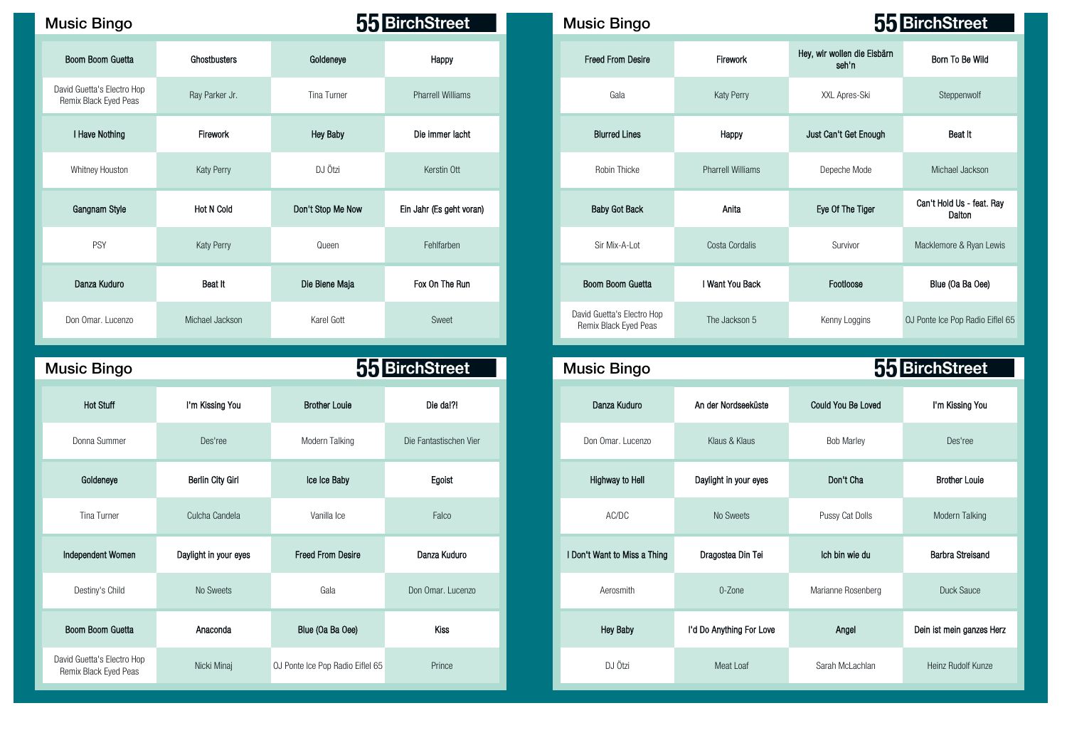## Music Bingo

**55 BirchStreet**

| | | | |
|---|---|---|---|
| Boom Boom Guetta | Ghostbusters | Goldeneye | Happy |
| David Guetta's Electro Hop Remix Black Eyed Peas | Ray Parker Jr. | Tina Turner | Pharrell Williams |
| I Have Nothing | Firework | Hey Baby | Die immer lacht |
| Whitney Houston | Katy Perry | DJ Ötzi | Kerstin Ott |
| Gangnam Style | Hot N Cold | Don't Stop Me Now | Ein Jahr (Es geht voran) |
| PSY | Katy Perry | Queen | Fehlfarben |
| Danza Kuduro | Beat It | Die Biene Maja | Fox On The Run |
| Don Omar. Lucenzo | Michael Jackson | Karel Gott | Sweet |

## Music Bingo

**55 BirchStreet**

| | | | |
|---|---|---|---|
| Freed From Desire | Firework | Hey, wir wollen die Eisbärn seh'n | Born To Be Wild |
| Gala | Katy Perry | XXL Apres-Ski | Steppenwolf |
| Blurred Lines | Happy | Just Can't Get Enough | Beat It |
| Robin Thicke | Pharrell Williams | Depeche Mode | Michael Jackson |
| Baby Got Back | Anita | Eye Of The Tiger | Can't Hold Us - feat. Ray Dalton |
| Sir Mix-A-Lot | Costa Cordalis | Survivor | Macklemore & Ryan Lewis |
| Boom Boom Guetta | I Want You Back | Footloose | Blue (Oa Ba Oee) |
| David Guetta's Electro Hop Remix Black Eyed Peas | The Jackson 5 | Kenny Loggins | OJ Ponte Ice Pop Radio Eiflel 65 |

## Music Bingo

**55 BirchStreet**

| | | | |
|---|---|---|---|
| Hot Stuff | I'm Kissing You | Brother Louie | Die da!?! |
| Donna Summer | Des'ree | Modern Talking | Die Fantastischen Vier |
| Goldeneye | Berlin City Girl | Ice Ice Baby | Egoist |
| Tina Turner | Culcha Candela | Vanilla Ice | Falco |
| Independent Women | Daylight in your eyes | Freed From Desire | Danza Kuduro |
| Destiny's Child | No Sweets | Gala | Don Omar. Lucenzo |
| Boom Boom Guetta | Anaconda | Blue (Oa Ba Oee) | Kiss |
| David Guetta's Electro Hop Remix Black Eyed Peas | Nicki Minaj | OJ Ponte Ice Pop Radio Eiflel 65 | Prince |

## Music Bingo

**55 BirchStreet**

| | | | |
|---|---|---|---|
| Danza Kuduro | An der Nordseeküste | Could You Be Loved | I'm Kissing You |
| Don Omar. Lucenzo | Klaus & Klaus | Bob Marley | Des'ree |
| Highway to Hell | Daylight in your eyes | Don't Cha | Brother Louie |
| AC/DC | No Sweets | Pussy Cat Dolls | Modern Talking |
| I Don't Want to Miss a Thing | Dragostea Din Tei | Ich bin wie du | Barbra Streisand |
| Aerosmith | O-Zone | Marianne Rosenberg | Duck Sauce |
| Hey Baby | I'd Do Anything For Love | Angel | Dein ist mein ganzes Herz |
| DJ Ötzi | Meat Loaf | Sarah McLachlan | Heinz Rudolf Kunze |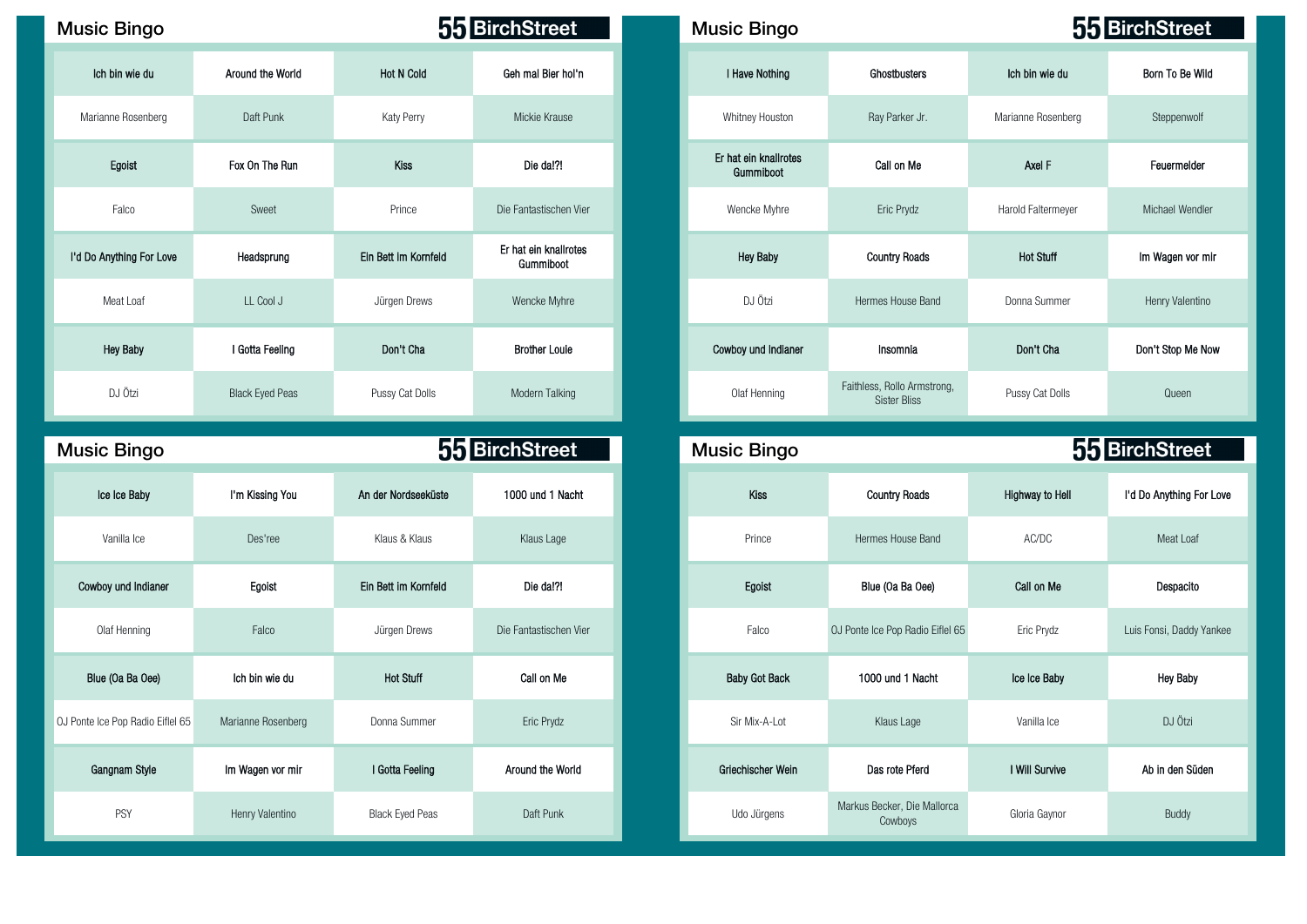## Music Bingo

**55 BirchStreet**

| | | | |
|---|---|---|---|
| **Ich bin wie du** | **Around the World** | **Hot N Cold** | **Geh mal Bier hol'n** |
| Marianne Rosenberg | Daft Punk | Katy Perry | Mickie Krause |
| **Egoist** | **Fox On The Run** | **Kiss** | **Die da!?!** |
| Falco | Sweet | Prince | Die Fantastischen Vier |
| **I'd Do Anything For Love** | **Headsprung** | **Ein Bett im Kornfeld** | **Er hat ein knallrotes Gummiboot** |
| Meat Loaf | LL Cool J | Jürgen Drews | Wencke Myhre |
| **Hey Baby** | **I Gotta Feeling** | **Don't Cha** | **Brother Louie** |
| DJ Ötzi | Black Eyed Peas | Pussy Cat Dolls | Modern Talking |

## Music Bingo

**55 BirchStreet**

| | | | |
|---|---|---|---|
| **I Have Nothing** | **Ghostbusters** | **Ich bin wie du** | **Born To Be Wild** |
| Whitney Houston | Ray Parker Jr. | Marianne Rosenberg | Steppenwolf |
| **Er hat ein knallrotes Gummiboot** | **Call on Me** | **Axel F** | **Feuermelder** |
| Wencke Myhre | Eric Prydz | Harold Faltermeyer | Michael Wendler |
| **Hey Baby** | **Country Roads** | **Hot Stuff** | **Im Wagen vor mir** |
| DJ Ötzi | Hermes House Band | Donna Summer | Henry Valentino |
| **Cowboy und Indianer** | **Insomnia** | **Don't Cha** | **Don't Stop Me Now** |
| Olaf Henning | Faithless, Rollo Armstrong, Sister Bliss | Pussy Cat Dolls | Queen |

## Music Bingo

**55 BirchStreet**

| | | | |
|---|---|---|---|
| **Ice Ice Baby** | **I'm Kissing You** | **An der Nordseeküste** | **1000 und 1 Nacht** |
| Vanilla Ice | Des'ree | Klaus & Klaus | Klaus Lage |
| **Cowboy und Indianer** | **Egoist** | **Ein Bett im Kornfeld** | **Die da!?!** |
| Olaf Henning | Falco | Jürgen Drews | Die Fantastischen Vier |
| **Blue (Oa Ba Oee)** | **Ich bin wie du** | **Hot Stuff** | **Call on Me** |
| OJ Ponte Ice Pop Radio Eiflel 65 | Marianne Rosenberg | Donna Summer | Eric Prydz |
| **Gangnam Style** | **Im Wagen vor mir** | **I Gotta Feeling** | **Around the World** |
| PSY | Henry Valentino | Black Eyed Peas | Daft Punk |

## Music Bingo

**55 BirchStreet**

| | | | |
|---|---|---|---|
| **Kiss** | **Country Roads** | **Highway to Hell** | **I'd Do Anything For Love** |
| Prince | Hermes House Band | AC/DC | Meat Loaf |
| **Egoist** | **Blue (Oa Ba Oee)** | **Call on Me** | **Despacito** |
| Falco | OJ Ponte Ice Pop Radio Eiflel 65 | Eric Prydz | Luis Fonsi, Daddy Yankee |
| **Baby Got Back** | **1000 und 1 Nacht** | **Ice Ice Baby** | **Hey Baby** |
| Sir Mix-A-Lot | Klaus Lage | Vanilla Ice | DJ Ötzi |
| **Griechischer Wein** | **Das rote Pferd** | **I Will Survive** | **Ab in den Süden** |
| Udo Jürgens | Markus Becker, Die Mallorca Cowboys | Gloria Gaynor | Buddy |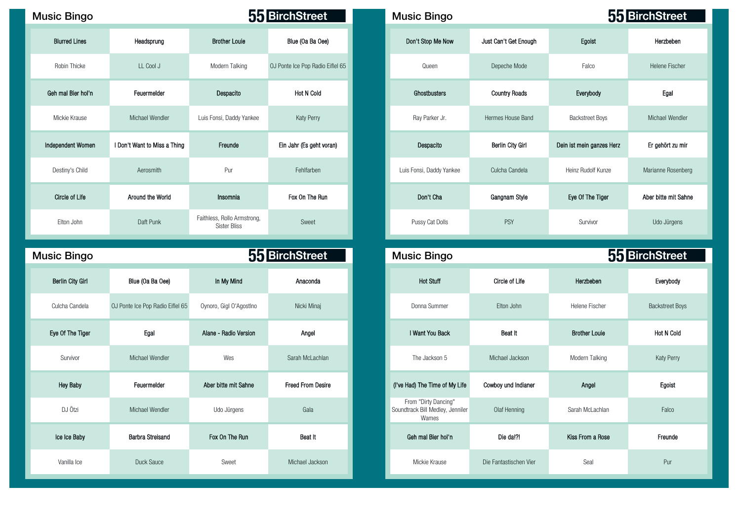## Music Bingo

**55 BirchStreet**

| | | | |
|---|---|---|---|
| **Blurred Lines** | **Headsprung** | **Brother Louie** | **Blue (Oa Ba Oee)** |
| Robin Thicke | LL Cool J | Modern Talking | OJ Ponte Ice Pop Radio Eiflel 65 |
| **Geh mal Bier hol'n** | **Feuermelder** | **Despacito** | **Hot N Cold** |
| Mickie Krause | Michael Wendler | Luis Fonsi, Daddy Yankee | Katy Perry |
| **Independent Women** | **I Don't Want to Miss a Thing** | **Freunde** | **Ein Jahr (Es geht voran)** |
| Destiny's Child | Aerosmith | Pur | Fehlfarben |
| **Circle of Life** | **Around the World** | **Insomnia** | **Fox On The Run** |
| Elton John | Daft Punk | Faithless, Rollo Armstrong, Sister Bliss | Sweet |

## Music Bingo

**55 BirchStreet**

| | | | |
|---|---|---|---|
| **Don't Stop Me Now** | **Just Can't Get Enough** | **Egoist** | **Herzbeben** |
| Queen | Depeche Mode | Falco | Helene Fischer |
| **Ghostbusters** | **Country Roads** | **Everybody** | **Egal** |
| Ray Parker Jr. | Hermes House Band | Backstreet Boys | Michael Wendler |
| **Despacito** | **Berlin City Girl** | **Dein ist mein ganzes Herz** | **Er gehört zu mir** |
| Luis Fonsi, Daddy Yankee | Culcha Candela | Heinz Rudolf Kunze | Marianne Rosenberg |
| **Don't Cha** | **Gangnam Style** | **Eye Of The Tiger** | **Aber bitte mit Sahne** |
| Pussy Cat Dolls | PSY | Survivor | Udo Jürgens |

## Music Bingo

**55 BirchStreet**

| | | | |
|---|---|---|---|
| **Berlin City Girl** | **Blue (Oa Ba Oee)** | **In My Mind** | **Anaconda** |
| Culcha Candela | OJ Ponte Ice Pop Radio Eiflel 65 | Oynoro, Gigl O'Agostlno | Nicki Minaj |
| **Eye Of The Tiger** | **Egal** | **Alane - Radio Version** | **Angel** |
| Survivor | Michael Wendler | Wes | Sarah McLachlan |
| **Hey Baby** | **Feuermelder** | **Aber bitte mit Sahne** | **Freed From Desire** |
| DJ Ötzi | Michael Wendler | Udo Jürgens | Gala |
| **Ice Ice Baby** | **Barbra Streisand** | **Fox On The Run** | **Beat It** |
| Vanilla Ice | Duck Sauce | Sweet | Michael Jackson |

## Music Bingo

**55 BirchStreet**

| | | | |
|---|---|---|---|
| **Hot Stuff** | **Circle of Life** | **Herzbeben** | **Everybody** |
| Donna Summer | Elton John | Helene Fischer | Backstreet Boys |
| **I Want You Back** | **Beat It** | **Brother Louie** | **Hot N Cold** |
| The Jackson 5 | Michael Jackson | Modern Talking | Katy Perry |
| **(I've Had) The Time of My Life** | **Cowboy und Indianer** | **Angel** | **Egoist** |
| From "Dirty Dancing" Soundtrack Bill Medley, Jenniler Wames | Olaf Henning | Sarah McLachlan | Falco |
| **Geh mal Bier hol'n** | **Die da!?!** | **Kiss From a Rose** | **Freunde** |
| Mickie Krause | Die Fantastischen Vier | Seal | Pur |